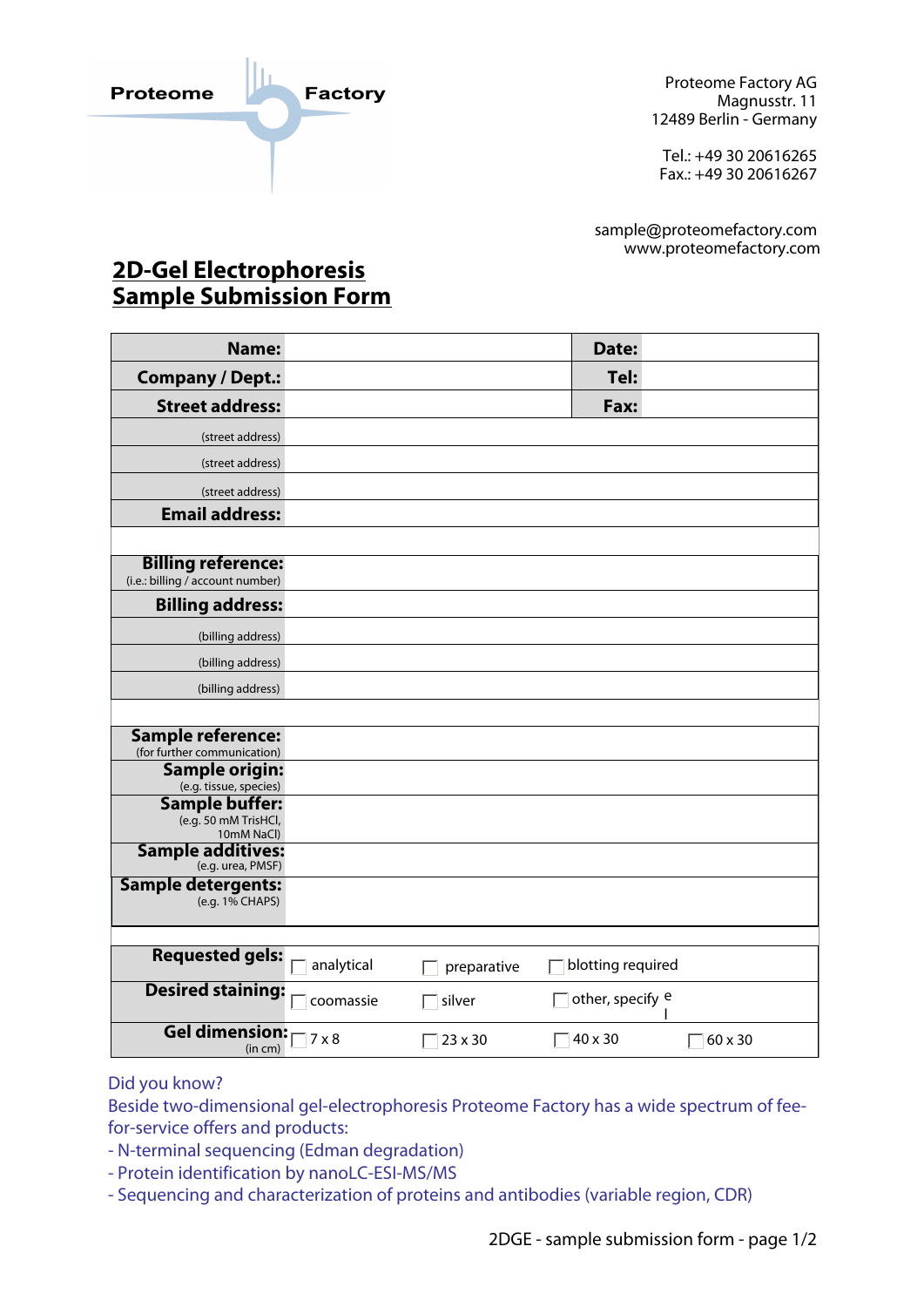Proteome Factory

Proteome Factory AG
Magnusstr. 11
12489 Berlin - Germany

Tel.: +49 30 20616265
Fax.: +49 30 20616267

sample@proteomefactory.com
www.proteomefactory.com

# 2D-Gel Electrophoresis Sample Submission Form

| | | | |
|---|---|---|---|
| **Name:** | | **Date:** | |
| **Company / Dept.:** | | **Tel:** | |
| **Street address:** | | **Fax:** | |
| (street address) | | | |
| (street address) | | | |
| (street address) | | | |
| **Email address:** | | | |
| | | | |
| **Billing reference:** (i.e.: billing / account number) | | | |
| **Billing address:** | | | |
| (billing address) | | | |
| (billing address) | | | |
| (billing address) | | | |
| | | | |
| **Sample reference:** (for further communication) | | | |
| **Sample origin:** (e.g. tissue, species) | | | |
| **Sample buffer:** (e.g. 50 mM TrisHCl, 10mM NaCl) | | | |
| **Sample additives:** (e.g. urea, PMSF) | | | |
| **Sample detergents:** (e.g. 1% CHAPS) | | | |

| | | | | |
|---|---|---|---|---|
| **Requested gels:** | ☐ analytical | ☐ preparative | ☐ blotting required | |
| **Desired staining:** | ☐ coomassie | ☐ silver | ☐ other, specify | |
| **Gel dimension:** (in cm) | ☐ 7 x 8 | ☐ 23 x 30 | ☐ 40 x 30 | ☐ 60 x 30 |

Did you know?
Beside two-dimensional gel-electrophoresis Proteome Factory has a wide spectrum of fee-for-service offers and products:
- N-terminal sequencing (Edman degradation)
- Protein identification by nanoLC-ESI-MS/MS
- Sequencing and characterization of proteins and antibodies (variable region, CDR)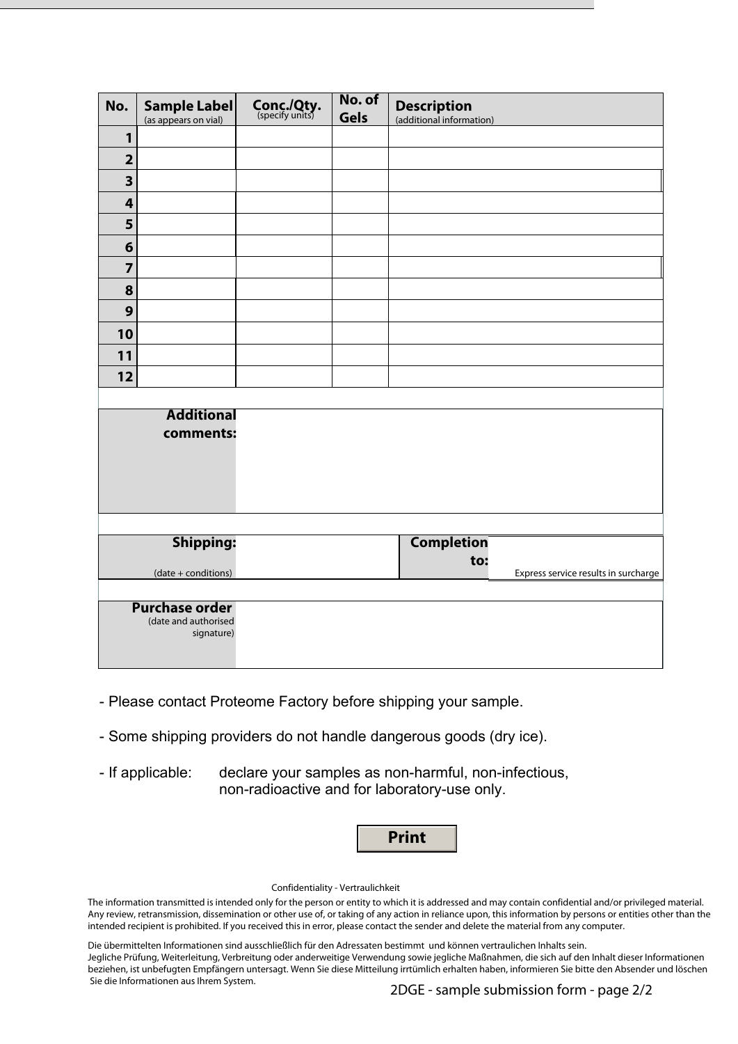| No. | Sample Label (as appears on vial) | Conc./Qty. (specify units) | No. of Gels | Description (additional information) |
|---|---|---|---|---|
| 1 | | | | |
| 2 | | | | |
| 3 | | | | |
| 4 | | | | |
| 5 | | | | |
| 6 | | | | |
| 7 | | | | |
| 8 | | | | |
| 9 | | | | |
| 10 | | | | |
| 11 | | | | |
| 12 | | | | |

| | |
|---|---|
| **Additional comments:** | |

| | | | |
|---|---|---|---|
| **Shipping:** (date + conditions) | | **Completion to:** | Express service results in surcharge |

| | |
|---|---|
| **Purchase order** (date and authorised signature) | |

- Please contact Proteome Factory before shipping your sample.

- Some shipping providers do not handle dangerous goods (dry ice).

- If applicable: declare your samples as non-harmful, non-infectious, non-radioactive and for laboratory-use only.

**Print**

Confidentiality - Vertraulichkeit

The information transmitted is intended only for the person or entity to which it is addressed and may contain confidential and/or privileged material. Any review, retransmission, dissemination or other use of, or taking of any action in reliance upon, this information by persons or entities other than the intended recipient is prohibited. If you received this in error, please contact the sender and delete the material from any computer.

Die übermittelten Informationen sind ausschließlich für den Adressaten bestimmt und können vertraulichen Inhalts sein. Jegliche Prüfung, Weiterleitung, Verbreitung oder anderweitige Verwendung sowie jegliche Maßnahmen, die sich auf den Inhalt dieser Informationen beziehen, ist unbefugten Empfängern untersagt. Wenn Sie diese Mitteilung irrtümlich erhalten haben, informieren Sie bitte den Absender und löschen Sie die Informationen aus Ihrem System.